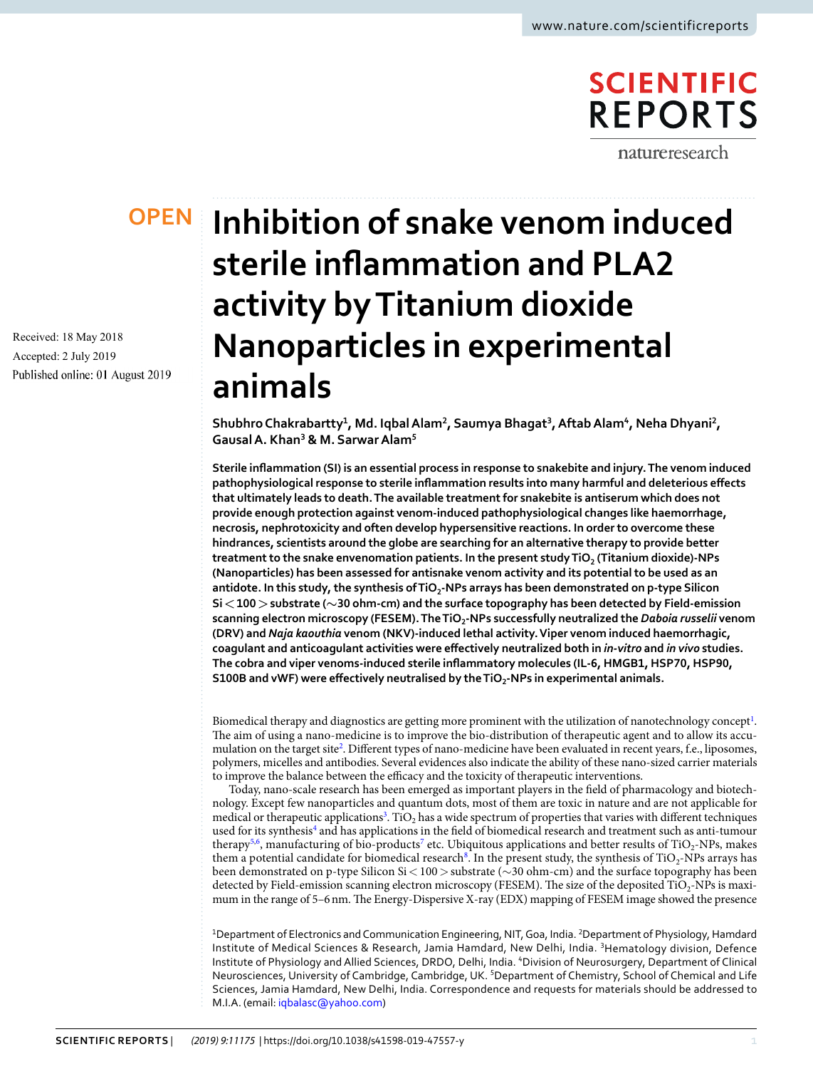OPEN

# Inhibition of snake venom induced sterile inflammation and PLA2 activity by Titanium dioxide Nanoparticles in experimental animals

Received: 18 May 2018

Accepted: 2 July 2019

Published online: 01 August 2019

Shubhro Chakrabartty[1], Md. Iqbal Alam[2], Saumya Bhagat[3], Aftab Alam[4], Neha Dhyani[2], Gausal A. Khan[3] & M. Sarwar Alam[5]

**Sterile inflammation (SI) is an essential process in response to snakebite and injury. The venom induced pathophysiological response to sterile inflammation results into many harmful and deleterious effects that ultimately leads to death. The available treatment for snakebite is antiserum which does not provide enough protection against venom-induced pathophysiological changes like haemorrhage, necrosis, nephrotoxicity and often develop hypersensitive reactions. In order to overcome these hindrances, scientists around the globe are searching for an alternative therapy to provide better treatment to the snake envenomation patients. In the present study $TiO_2$ (Titanium dioxide)-NPs (Nanoparticles) has been assessed for antisnake venom activity and its potential to be used as an antidote. In this study, the synthesis of $TiO_2$-NPs arrays has been demonstrated on p-type Silicon Si < 100 > substrate (~30 ohm-cm) and the surface topography has been detected by Field-emission scanning electron microscopy (FESEM). The $TiO_2$-NPs successfully neutralized the *Daboia russelii* venom (DRV) and *Naja kaouthia* venom (NKV)-induced lethal activity. Viper venom induced haemorrhagic, coagulant and anticoagulant activities were effectively neutralized both in *in-vitro* and *in vivo* studies. The cobra and viper venoms-induced sterile inflammatory molecules (IL-6, HMGB1, HSP70, HSP90, S100B and vWF) were effectively neutralised by the $TiO_2$-NPs in experimental animals.**

Biomedical therapy and diagnostics are getting more prominent with the utilization of nanotechnology concept[1]. The aim of using a nano-medicine is to improve the bio-distribution of therapeutic agent and to allow its accumulation on the target site[2]. Different types of nano-medicine have been evaluated in recent years, f.e., liposomes, polymers, micelles and antibodies. Several evidences also indicate the ability of these nano-sized carrier materials to improve the balance between the efficacy and the toxicity of therapeutic interventions.

Today, nano-scale research has been emerged as important players in the field of pharmacology and biotechnology. Except few nanoparticles and quantum dots, most of them are toxic in nature and are not applicable for medical or therapeutic applications[3]. $TiO_2$ has a wide spectrum of properties that varies with different techniques used for its synthesis[4] and has applications in the field of biomedical research and treatment such as anti-tumour therapy[5,6], manufacturing of bio-products[7] etc. Ubiquitous applications and better results of $TiO_2$-NPs, makes them a potential candidate for biomedical research[8]. In the present study, the synthesis of $TiO_2$-NPs arrays has been demonstrated on p-type Silicon Si < 100 > substrate (~30 ohm-cm) and the surface topography has been detected by Field-emission scanning electron microscopy (FESEM). The size of the deposited $TiO_2$-NPs is maximum in the range of 5–6 nm. The Energy-Dispersive X-ray (EDX) mapping of FESEM image showed the presence

[1]Department of Electronics and Communication Engineering, NIT, Goa, India. [2]Department of Physiology, Hamdard Institute of Medical Sciences & Research, Jamia Hamdard, New Delhi, India. [3]Hematology division, Defence Institute of Physiology and Allied Sciences, DRDO, Delhi, India. [4]Division of Neurosurgery, Department of Clinical Neurosciences, University of Cambridge, Cambridge, UK. [5]Department of Chemistry, School of Chemical and Life Sciences, Jamia Hamdard, New Delhi, India. Correspondence and requests for materials should be addressed to M.I.A. (email: iqbalasc@yahoo.com)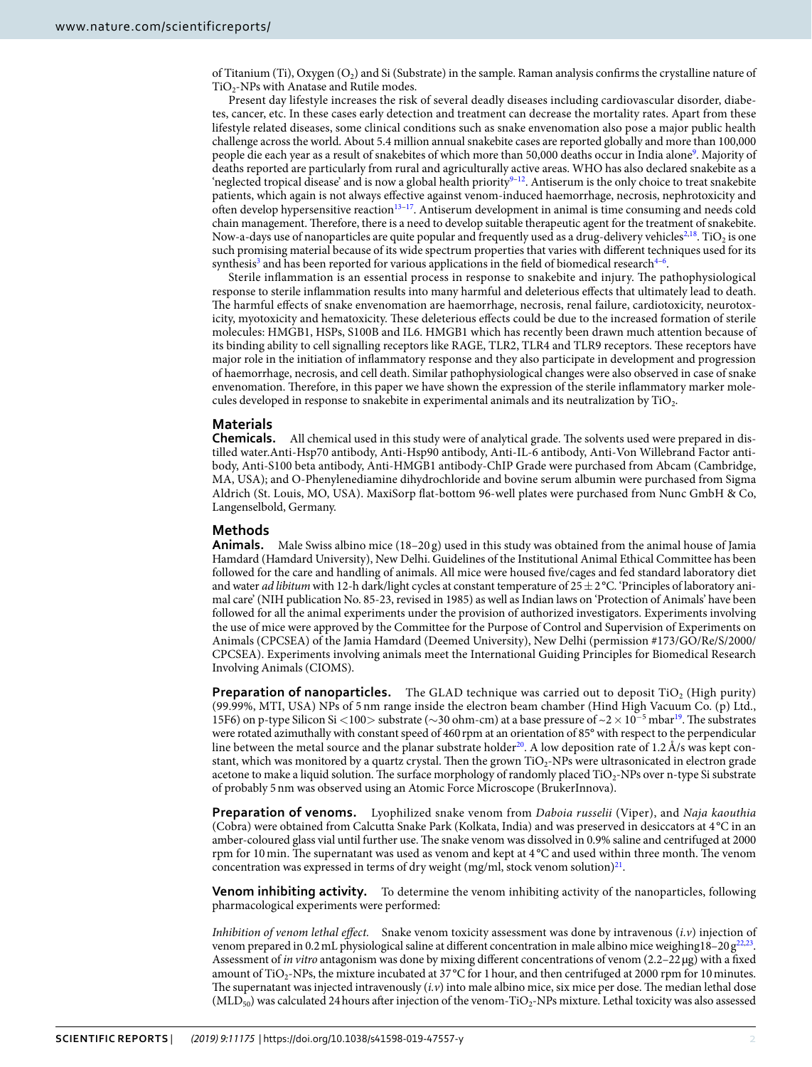of Titanium (Ti), Oxygen ($O_2$) and Si (Substrate) in the sample. Raman analysis confirms the crystalline nature of $TiO_2$-NPs with Anatase and Rutile modes.

Present day lifestyle increases the risk of several deadly diseases including cardiovascular disorder, diabetes, cancer, etc. In these cases early detection and treatment can decrease the mortality rates. Apart from these lifestyle related diseases, some clinical conditions such as snake envenomation also pose a major public health challenge across the world. About 5.4 million annual snakebite cases are reported globally and more than 100,000 people die each year as a result of snakebites of which more than 50,000 deaths occur in India alone[9]. Majority of deaths reported are particularly from rural and agriculturally active areas. WHO has also declared snakebite as a 'neglected tropical disease' and is now a global health priority[9–12]. Antiserum is the only choice to treat snakebite patients, which again is not always effective against venom-induced haemorrhage, necrosis, nephrotoxicity and often develop hypersensitive reaction[13–17]. Antiserum development in animal is time consuming and needs cold chain management. Therefore, there is a need to develop suitable therapeutic agent for the treatment of snakebite. Now-a-days use of nanoparticles are quite popular and frequently used as a drug-delivery vehicles[2,18]. $TiO_2$ is one such promising material because of its wide spectrum properties that varies with different techniques used for its synthesis[3] and has been reported for various applications in the field of biomedical research[4–6].

Sterile inflammation is an essential process in response to snakebite and injury. The pathophysiological response to sterile inflammation results into many harmful and deleterious effects that ultimately lead to death. The harmful effects of snake envenomation are haemorrhage, necrosis, renal failure, cardiotoxicity, neurotoxicity, myotoxicity and hematoxicity. These deleterious effects could be due to the increased formation of sterile molecules: HMGB1, HSPs, S100B and IL6. HMGB1 which has recently been drawn much attention because of its binding ability to cell signalling receptors like RAGE, TLR2, TLR4 and TLR9 receptors. These receptors have major role in the initiation of inflammatory response and they also participate in development and progression of haemorrhage, necrosis, and cell death. Similar pathophysiological changes were also observed in case of snake envenomation. Therefore, in this paper we have shown the expression of the sterile inflammatory marker molecules developed in response to snakebite in experimental animals and its neutralization by $TiO_2$.

## Materials

**Chemicals.** All chemical used in this study were of analytical grade. The solvents used were prepared in distilled water.Anti-Hsp70 antibody, Anti-Hsp90 antibody, Anti-IL-6 antibody, Anti-Von Willebrand Factor antibody, Anti-S100 beta antibody, Anti-HMGB1 antibody-ChIP Grade were purchased from Abcam (Cambridge, MA, USA); and O-Phenylenediamine dihydrochloride and bovine serum albumin were purchased from Sigma Aldrich (St. Louis, MO, USA). MaxiSorp flat-bottom 96-well plates were purchased from Nunc GmbH & Co, Langenselbold, Germany.

## Methods

**Animals.** Male Swiss albino mice (18–20 g) used in this study was obtained from the animal house of Jamia Hamdard (Hamdard University), New Delhi. Guidelines of the Institutional Animal Ethical Committee has been followed for the care and handling of animals. All mice were housed five/cages and fed standard laboratory diet and water *ad libitum* with 12-h dark/light cycles at constant temperature of 25 ± 2 °C. 'Principles of laboratory animal care' (NIH publication No. 85-23, revised in 1985) as well as Indian laws on 'Protection of Animals' have been followed for all the animal experiments under the provision of authorized investigators. Experiments involving the use of mice were approved by the Committee for the Purpose of Control and Supervision of Experiments on Animals (CPCSEA) of the Jamia Hamdard (Deemed University), New Delhi (permission #173/GO/Re/S/2000/CPCSEA). Experiments involving animals meet the International Guiding Principles for Biomedical Research Involving Animals (CIOMS).

**Preparation of nanoparticles.** The GLAD technique was carried out to deposit $TiO_2$ (High purity) (99.99%, MTI, USA) NPs of 5 nm range inside the electron beam chamber (Hind High Vacuum Co. (p) Ltd., 15F6) on p-type Silicon Si <100> substrate (~30 ohm-cm) at a base pressure of $\sim 2 \times 10^{-5}$ mbar[19]. The substrates were rotated azimuthally with constant speed of 460 rpm at an orientation of 85° with respect to the perpendicular line between the metal source and the planar substrate holder[20]. A low deposition rate of 1.2 Å/s was kept constant, which was monitored by a quartz crystal. Then the grown $TiO_2$-NPs were ultrasonicated in electron grade acetone to make a liquid solution. The surface morphology of randomly placed $TiO_2$-NPs over n-type Si substrate of probably 5 nm was observed using an Atomic Force Microscope (BrukerInnova).

**Preparation of venoms.** Lyophilized snake venom from *Daboia russelii* (Viper), and *Naja kaouthia* (Cobra) were obtained from Calcutta Snake Park (Kolkata, India) and was preserved in desiccators at 4 °C in an amber-coloured glass vial until further use. The snake venom was dissolved in 0.9% saline and centrifuged at 2000 rpm for 10 min. The supernatant was used as venom and kept at 4 °C and used within three month. The venom concentration was expressed in terms of dry weight (mg/ml, stock venom solution)[21].

**Venom inhibiting activity.** To determine the venom inhibiting activity of the nanoparticles, following pharmacological experiments were performed:

*Inhibition of venom lethal effect.* Snake venom toxicity assessment was done by intravenous (*i.v*) injection of venom prepared in 0.2 mL physiological saline at different concentration in male albino mice weighing18–20 g[22,23]. Assessment of *in vitro* antagonism was done by mixing different concentrations of venom (2.2–22 µg) with a fixed amount of $TiO_2$-NPs, the mixture incubated at 37 °C for 1 hour, and then centrifuged at 2000 rpm for 10 minutes. The supernatant was injected intravenously (*i.v*) into male albino mice, six mice per dose. The median lethal dose ($MLD_{50}$) was calculated 24 hours after injection of the venom-$TiO_2$-NPs mixture. Lethal toxicity was also assessed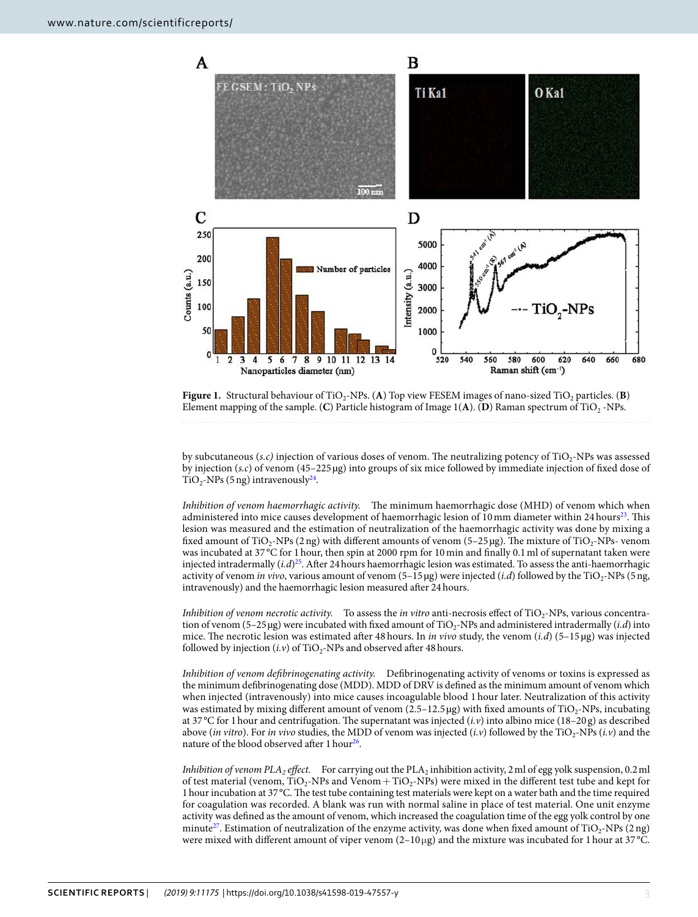**Figure 1.** Structural behaviour of $TiO_2$-NPs. (**A**) Top view FESEM images of nano-sized $TiO_2$ particles. (**B**) Element mapping of the sample. (**C**) Particle histogram of Image 1(**A**). (**D**) Raman spectrum of $TiO_2$ -NPs.

by subcutaneous (*s.c)* injection of various doses of venom. The neutralizing potency of $TiO_2$-NPs was assessed by injection (*s.c*) of venom (45–225 µg) into groups of six mice followed by immediate injection of fixed dose of $TiO_2$-NPs (5 ng) intravenously[24].

*Inhibition of venom haemorrhagic activity.* The minimum haemorrhagic dose (MHD) of venom which when administered into mice causes development of haemorrhagic lesion of 10 mm diameter within 24 hours[23]. This lesion was measured and the estimation of neutralization of the haemorrhagic activity was done by mixing a fixed amount of $TiO_2$-NPs (2 ng) with different amounts of venom (5–25 µg). The mixture of $TiO_2$-NPs- venom was incubated at 37 °C for 1 hour, then spin at 2000 rpm for 10 min and finally 0.1 ml of supernatant taken were injected intradermally (*i.d*)[25]. After 24 hours haemorrhagic lesion was estimated. To assess the anti-haemorrhagic activity of venom *in vivo*, various amount of venom (5–15 µg) were injected (*i.d*) followed by the $TiO_2$-NPs (5 ng, intravenously) and the haemorrhagic lesion measured after 24 hours.

*Inhibition of venom necrotic activity.* To assess the *in vitro* anti-necrosis effect of $TiO_2$-NPs, various concentration of venom (5–25 µg) were incubated with fixed amount of $TiO_2$-NPs and administered intradermally (*i.d*) into mice. The necrotic lesion was estimated after 48 hours. In *in vivo* study, the venom (*i.d*) (5–15 µg) was injected followed by injection (*i.v*) of $TiO_2$-NPs and observed after 48 hours.

*Inhibition of venom defibrinogenating activity.* Defibrinogenating activity of venoms or toxins is expressed as the minimum defibrinogenating dose (MDD). MDD of DRV is defined as the minimum amount of venom which when injected (intravenously) into mice causes incoagulable blood 1 hour later. Neutralization of this activity was estimated by mixing different amount of venom (2.5–12.5 µg) with fixed amounts of $TiO_2$-NPs, incubating at 37 °C for 1 hour and centrifugation. The supernatant was injected (*i.v*) into albino mice (18–20 g) as described above (*in vitro*). For *in vivo* studies, the MDD of venom was injected (*i.v*) followed by the $TiO_2$-NPs (*i.v*) and the nature of the blood observed after 1 hour[26].

*Inhibition of venom $PLA_2$ effect.* For carrying out the $PLA_2$ inhibition activity, 2 ml of egg yolk suspension, 0.2 ml of test material (venom, $TiO_2$-NPs and Venom + $TiO_2$-NPs) were mixed in the different test tube and kept for 1 hour incubation at 37 °C. The test tube containing test materials were kept on a water bath and the time required for coagulation was recorded. A blank was run with normal saline in place of test material. One unit enzyme activity was defined as the amount of venom, which increased the coagulation time of the egg yolk control by one minute[27]. Estimation of neutralization of the enzyme activity, was done when fixed amount of $TiO_2$-NPs (2 ng) were mixed with different amount of viper venom (2–10 µg) and the mixture was incubated for 1 hour at 37 °C.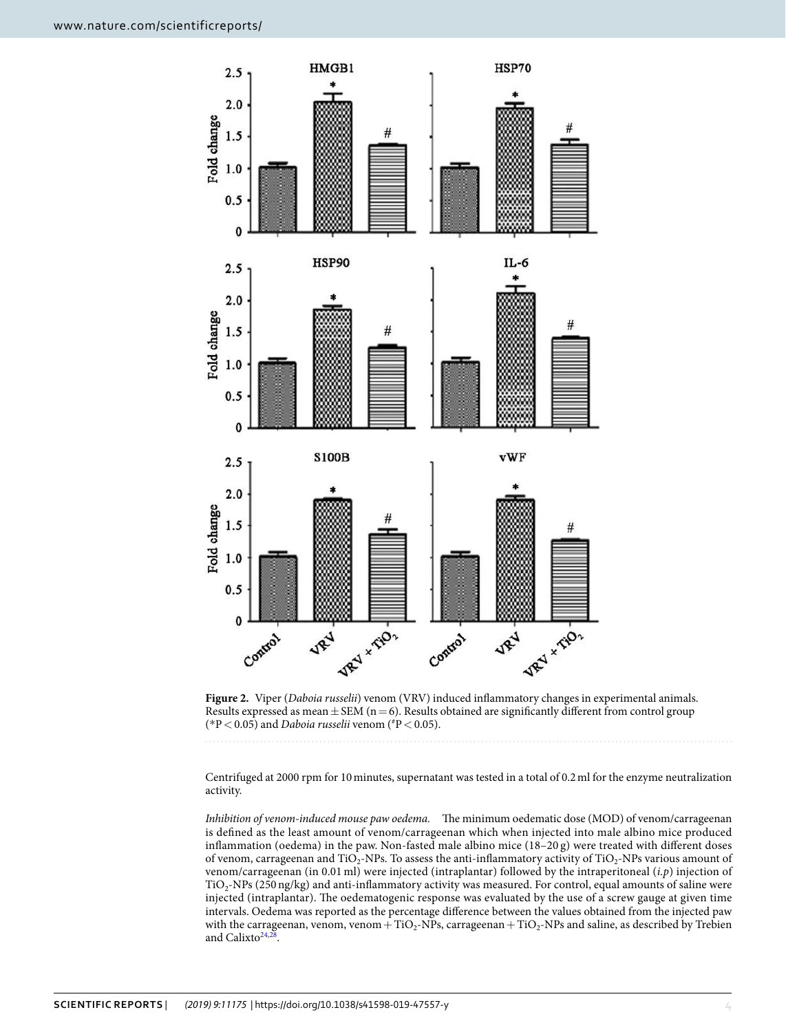**Figure 2.** Viper (*Daboia russelii*) venom (VRV) induced inflammatory changes in experimental animals. Results expressed as mean ± SEM (n = 6). Results obtained are significantly different from control group (*P < 0.05) and *Daboia russelii* venom (#P < 0.05).

Centrifuged at 2000 rpm for 10 minutes, supernatant was tested in a total of 0.2 ml for the enzyme neutralization activity.

*Inhibition of venom-induced mouse paw oedema.* The minimum oedematic dose (MOD) of venom/carrageenan is defined as the least amount of venom/carrageenan which when injected into male albino mice produced inflammation (oedema) in the paw. Non-fasted male albino mice (18–20 g) were treated with different doses of venom, carrageenan and $TiO_2$-NPs. To assess the anti-inflammatory activity of $TiO_2$-NPs various amount of venom/carrageenan (in 0.01 ml) were injected (intraplantar) followed by the intraperitoneal (*i.p*) injection of $TiO_2$-NPs (250 ng/kg) and anti-inflammatory activity was measured. For control, equal amounts of saline were injected (intraplantar). The oedematogenic response was evaluated by the use of a screw gauge at given time intervals. Oedema was reported as the percentage difference between the values obtained from the injected paw with the carrageenan, venom, venom + $TiO_2$-NPs, carrageenan + $TiO_2$-NPs and saline, as described by Trebien and Calixto[24,28].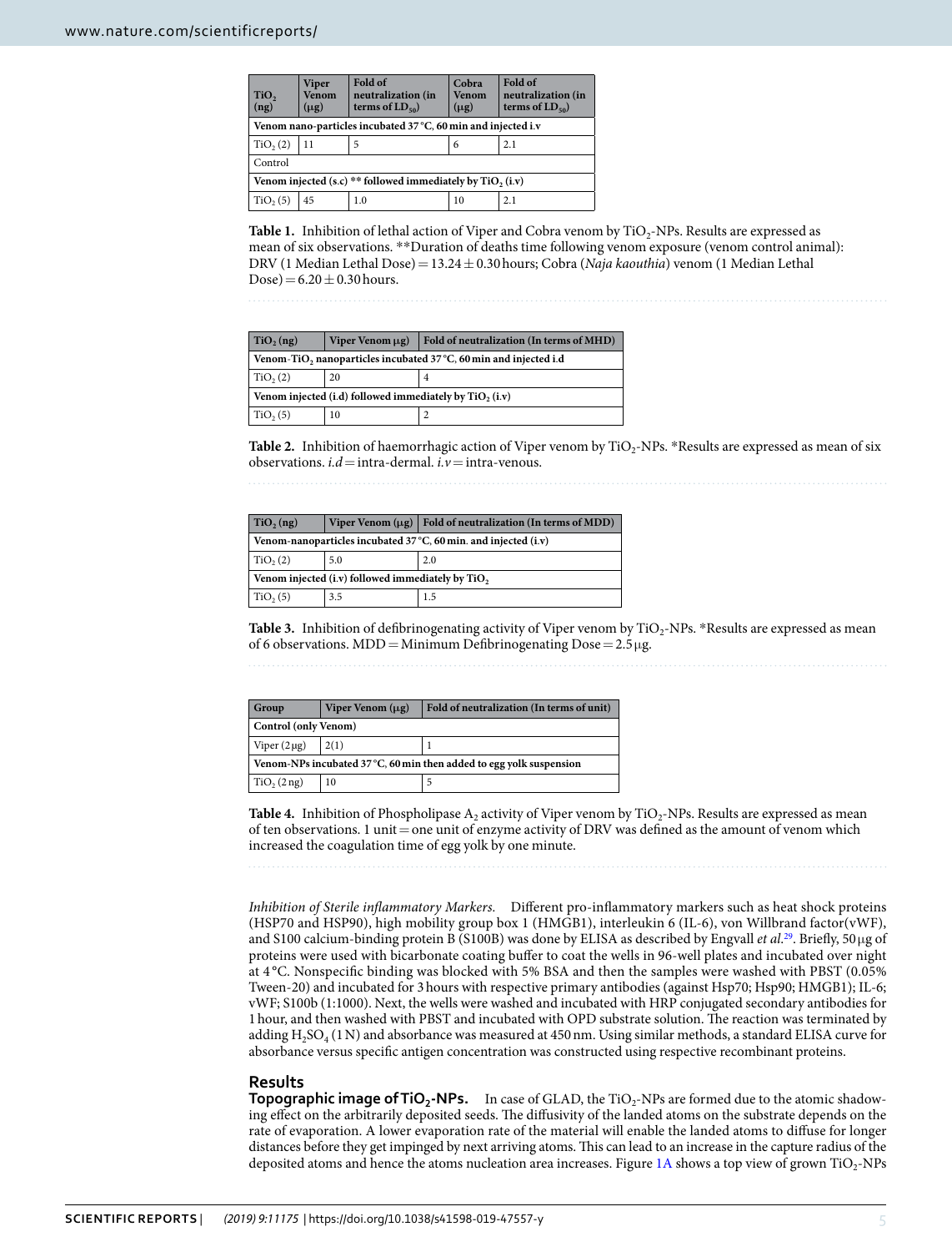| $TiO_2$ (ng) | Viper Venom (μg) | Fold of neutralization (in terms of $LD_{50}$) | Cobra Venom (μg) | Fold of neutralization (in terms of $LD_{50}$) |
|---|---|---|---|---|
| **Venom nano-particles incubated 37 °C, 60 min and injected i.v** | | | | |
| $TiO_2$ (2) | 11 | 5 | 6 | 2.1 |
| Control | | | | |
| **Venom injected (s.c) ** followed immediately by $TiO_2$ (i.v)** | | | | |
| $TiO_2$ (5) | 45 | 1.0 | 10 | 2.1 |

**Table 1.** Inhibition of lethal action of Viper and Cobra venom by $TiO_2$-NPs. Results are expressed as mean of six observations. **Duration of deaths time following venom exposure (venom control animal): DRV (1 Median Lethal Dose) = 13.24 ± 0.30 hours; Cobra (*Naja kaouthia*) venom (1 Median Lethal Dose) = 6.20 ± 0.30 hours.

| $TiO_2$ (ng) | Viper Venom μg) | Fold of neutralization (In terms of MHD) |
|---|---|---|
| **Venom-$TiO_2$ nanoparticles incubated 37 °C, 60 min and injected i.d** | | |
| $TiO_2$ (2) | 20 | 4 |
| **Venom injected (i.d) followed immediately by $TiO_2$ (i.v)** | | |
| $TiO_2$ (5) | 10 | 2 |

**Table 2.** Inhibition of haemorrhagic action of Viper venom by $TiO_2$-NPs. *Results are expressed as mean of six observations. *i.d* = intra-dermal. *i.v* = intra-venous.

| $TiO_2$ (ng) | Viper Venom (μg) | Fold of neutralization (In terms of MDD) |
|---|---|---|
| **Venom-nanoparticles incubated 37 °C, 60 min. and injected (i.v)** | | |
| $TiO_2$ (2) | 5.0 | 2.0 |
| **Venom injected (i.v) followed immediately by $TiO_2$** | | |
| $TiO_2$ (5) | 3.5 | 1.5 |

**Table 3.** Inhibition of defibrinogenating activity of Viper venom by $TiO_2$-NPs. *Results are expressed as mean of 6 observations. MDD = Minimum Defibrinogenating Dose = 2.5 μg.

| Group | Viper Venom (μg) | Fold of neutralization (In terms of unit) |
|---|---|---|
| **Control (only Venom)** | | |
| Viper (2 μg) | 2(1) | 1 |
| **Venom-NPs incubated 37 °C, 60 min then added to egg yolk suspension** | | |
| $TiO_2$ (2 ng) | 10 | 5 |

**Table 4.** Inhibition of Phospholipase $A_2$ activity of Viper venom by $TiO_2$-NPs. Results are expressed as mean of ten observations. 1 unit = one unit of enzyme activity of DRV was defined as the amount of venom which increased the coagulation time of egg yolk by one minute.

*Inhibition of Sterile inflammatory Markers.* Different pro-inflammatory markers such as heat shock proteins (HSP70 and HSP90), high mobility group box 1 (HMGB1), interleukin 6 (IL-6), von Willbrand factor(vWF), and S100 calcium-binding protein B (S100B) was done by ELISA as described by Engvall *et al.*[29]. Briefly, 50 μg of proteins were used with bicarbonate coating buffer to coat the wells in 96-well plates and incubated over night at 4 °C. Nonspecific binding was blocked with 5% BSA and then the samples were washed with PBST (0.05% Tween-20) and incubated for 3 hours with respective primary antibodies (against Hsp70; Hsp90; HMGB1); IL-6; vWF; S100b (1:1000). Next, the wells were washed and incubated with HRP conjugated secondary antibodies for 1 hour, and then washed with PBST and incubated with OPD substrate solution. The reaction was terminated by adding $H_2SO_4$ (1 N) and absorbance was measured at 450 nm. Using similar methods, a standard ELISA curve for absorbance versus specific antigen concentration was constructed using respective recombinant proteins.

## Results

**Topographic image of $TiO_2$-NPs.** In case of GLAD, the $TiO_2$-NPs are formed due to the atomic shadowing effect on the arbitrarily deposited seeds. The diffusivity of the landed atoms on the substrate depends on the rate of evaporation. A lower evaporation rate of the material will enable the landed atoms to diffuse for longer distances before they get impinged by next arriving atoms. This can lead to an increase in the capture radius of the deposited atoms and hence the atoms nucleation area increases. Figure 1A shows a top view of grown $TiO_2$-NPs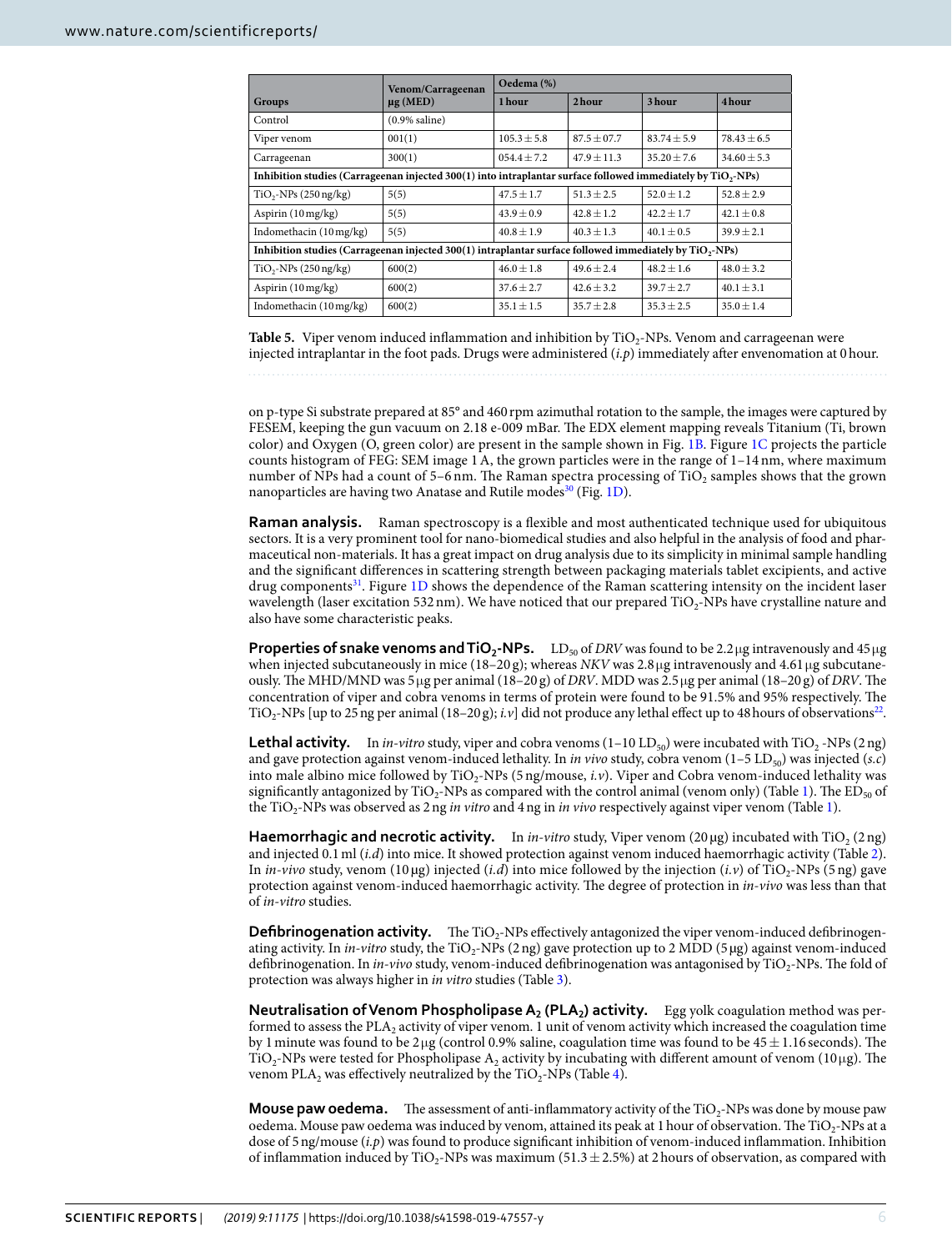| Groups | Venom/Carrageenan µg (MED) | Oedema (%) | | | |
|---|---|---|---|---|---|
| | | 1 hour | 2 hour | 3 hour | 4 hour |
| Control | (0.9% saline) | | | | |
| Viper venom | 001(1) | 105.3 ± 5.8 | 87.5 ± 07.7 | 83.74 ± 5.9 | 78.43 ± 6.5 |
| Carrageenan | 300(1) | 054.4 ± 7.2 | 47.9 ± 11.3 | 35.20 ± 7.6 | 34.60 ± 5.3 |
| **Inhibition studies (Carrageenan injected 300(1) into intraplantar surface followed immediately by $TiO_2$-NPs)** | | | | | |
| $TiO_2$-NPs (250 ng/kg) | 5(5) | 47.5 ± 1.7 | 51.3 ± 2.5 | 52.0 ± 1.2 | 52.8 ± 2.9 |
| Aspirin (10 mg/kg) | 5(5) | 43.9 ± 0.9 | 42.8 ± 1.2 | 42.2 ± 1.7 | 42.1 ± 0.8 |
| Indomethacin (10 mg/kg) | 5(5) | 40.8 ± 1.9 | 40.3 ± 1.3 | 40.1 ± 0.5 | 39.9 ± 2.1 |
| **Inhibition studies (Carrageenan injected 300(1) intraplantar surface followed immediately by $TiO_2$-NPs)** | | | | | |
| $TiO_2$-NPs (250 ng/kg) | 600(2) | 46.0 ± 1.8 | 49.6 ± 2.4 | 48.2 ± 1.6 | 48.0 ± 3.2 |
| Aspirin (10 mg/kg) | 600(2) | 37.6 ± 2.7 | 42.6 ± 3.2 | 39.7 ± 2.7 | 40.1 ± 3.1 |
| Indomethacin (10 mg/kg) | 600(2) | 35.1 ± 1.5 | 35.7 ± 2.8 | 35.3 ± 2.5 | 35.0 ± 1.4 |

**Table 5.** Viper venom induced inflammation and inhibition by $TiO_2$-NPs. Venom and carrageenan were injected intraplantar in the foot pads. Drugs were administered (*i.p*) immediately after envenomation at 0 hour.

on p-type Si substrate prepared at 85° and 460 rpm azimuthal rotation to the sample, the images were captured by FESEM, keeping the gun vacuum on 2.18 e-009 mBar. The EDX element mapping reveals Titanium (Ti, brown color) and Oxygen (O, green color) are present in the sample shown in Fig. 1B. Figure 1C projects the particle counts histogram of FEG: SEM image 1 A, the grown particles were in the range of 1–14 nm, where maximum number of NPs had a count of 5–6 nm. The Raman spectra processing of $TiO_2$ samples shows that the grown nanoparticles are having two Anatase and Rutile modes[30] (Fig. 1D).

**Raman analysis.** Raman spectroscopy is a flexible and most authenticated technique used for ubiquitous sectors. It is a very prominent tool for nano-biomedical studies and also helpful in the analysis of food and pharmaceutical non-materials. It has a great impact on drug analysis due to its simplicity in minimal sample handling and the significant differences in scattering strength between packaging materials tablet excipients, and active drug components[31]. Figure 1D shows the dependence of the Raman scattering intensity on the incident laser wavelength (laser excitation 532 nm). We have noticed that our prepared $TiO_2$-NPs have crystalline nature and also have some characteristic peaks.

**Properties of snake venoms and $TiO_2$-NPs.** $LD_{50}$ of *DRV* was found to be 2.2 µg intravenously and 45 µg when injected subcutaneously in mice (18–20 g); whereas *NKV* was 2.8 µg intravenously and 4.61 µg subcutaneously. The MHD/MND was 5 µg per animal (18–20 g) of *DRV*. MDD was 2.5 µg per animal (18–20 g) of *DRV*. The concentration of viper and cobra venoms in terms of protein were found to be 91.5% and 95% respectively. The $TiO_2$-NPs [up to 25 ng per animal (18–20 g); *i.v*] did not produce any lethal effect up to 48 hours of observations[22].

**Lethal activity.** In *in-vitro* study, viper and cobra venoms (1–10 $LD_{50}$) were incubated with $TiO_2$ -NPs (2 ng) and gave protection against venom-induced lethality. In *in vivo* study, cobra venom (1–5 $LD_{50}$) was injected (*s.c*) into male albino mice followed by $TiO_2$-NPs (5 ng/mouse, *i.v*). Viper and Cobra venom-induced lethality was significantly antagonized by $TiO_2$-NPs as compared with the control animal (venom only) (Table 1). The $ED_{50}$ of the $TiO_2$-NPs was observed as 2 ng *in vitro* and 4 ng in *in vivo* respectively against viper venom (Table 1).

**Haemorrhagic and necrotic activity.** In *in-vitro* study, Viper venom (20 µg) incubated with $TiO_2$ (2 ng) and injected 0.1 ml (*i.d*) into mice. It showed protection against venom induced haemorrhagic activity (Table 2). In *in-vivo* study, venom (10 µg) injected (*i.d*) into mice followed by the injection (*i.v*) of $TiO_2$-NPs (5 ng) gave protection against venom-induced haemorrhagic activity. The degree of protection in *in-vivo* was less than that of *in-vitro* studies.

**Defibrinogenation activity.** The $TiO_2$-NPs effectively antagonized the viper venom-induced defibrinogenating activity. In *in-vitro* study, the $TiO_2$-NPs (2 ng) gave protection up to 2 MDD (5 µg) against venom-induced defibrinogenation. In *in-vivo* study, venom-induced defibrinogenation was antagonised by $TiO_2$-NPs. The fold of protection was always higher in *in vitro* studies (Table 3).

**Neutralisation of Venom Phospholipase $A_2$ ($PLA_2$) activity.** Egg yolk coagulation method was performed to assess the $PLA_2$ activity of viper venom. 1 unit of venom activity which increased the coagulation time by 1 minute was found to be 2 µg (control 0.9% saline, coagulation time was found to be 45 ± 1.16 seconds). The $TiO_2$-NPs were tested for Phospholipase $A_2$ activity by incubating with different amount of venom (10 µg). The venom $PLA_2$ was effectively neutralized by the $TiO_2$-NPs (Table 4).

**Mouse paw oedema.** The assessment of anti-inflammatory activity of the $TiO_2$-NPs was done by mouse paw oedema. Mouse paw oedema was induced by venom, attained its peak at 1 hour of observation. The $TiO_2$-NPs at a dose of 5 ng/mouse (*i.p*) was found to produce significant inhibition of venom-induced inflammation. Inhibition of inflammation induced by $TiO_2$-NPs was maximum (51.3 ± 2.5%) at 2 hours of observation, as compared with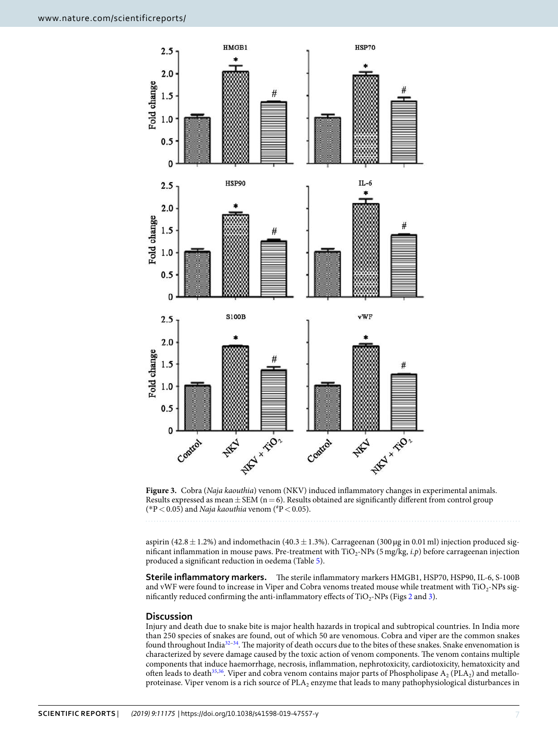**Figure 3.** Cobra (*Naja kaouthia*) venom (NKV) induced inflammatory changes in experimental animals. Results expressed as mean ± SEM (n = 6). Results obtained are significantly different from control group (*P < 0.05) and *Naja kaouthia* venom (#P < 0.05).

aspirin (42.8 ± 1.2%) and indomethacin (40.3 ± 1.3%). Carrageenan (300 μg in 0.01 ml) injection produced significant inflammation in mouse paws. Pre-treatment with $TiO_2$-NPs (5 mg/kg, *i.p*) before carrageenan injection produced a significant reduction in oedema (Table 5).

**Sterile inflammatory markers.** The sterile inflammatory markers HMGB1, HSP70, HSP90, IL-6, S-100B and vWF were found to increase in Viper and Cobra venoms treated mouse while treatment with $TiO_2$-NPs significantly reduced confirming the anti-inflammatory effects of $TiO_2$-NPs (Figs 2 and 3).

## Discussion

Injury and death due to snake bite is major health hazards in tropical and subtropical countries. In India more than 250 species of snakes are found, out of which 50 are venomous. Cobra and viper are the common snakes found throughout India[32–34]. The majority of death occurs due to the bites of these snakes. Snake envenomation is characterized by severe damage caused by the toxic action of venom components. The venom contains multiple components that induce haemorrhage, necrosis, inflammation, nephrotoxicity, cardiotoxicity, hematoxicity and often leads to death[35,36]. Viper and cobra venom contains major parts of Phospholipase $A_2$ ($PLA_2$) and metalloproteinase. Viper venom is a rich source of $PLA_2$ enzyme that leads to many pathophysiological disturbances in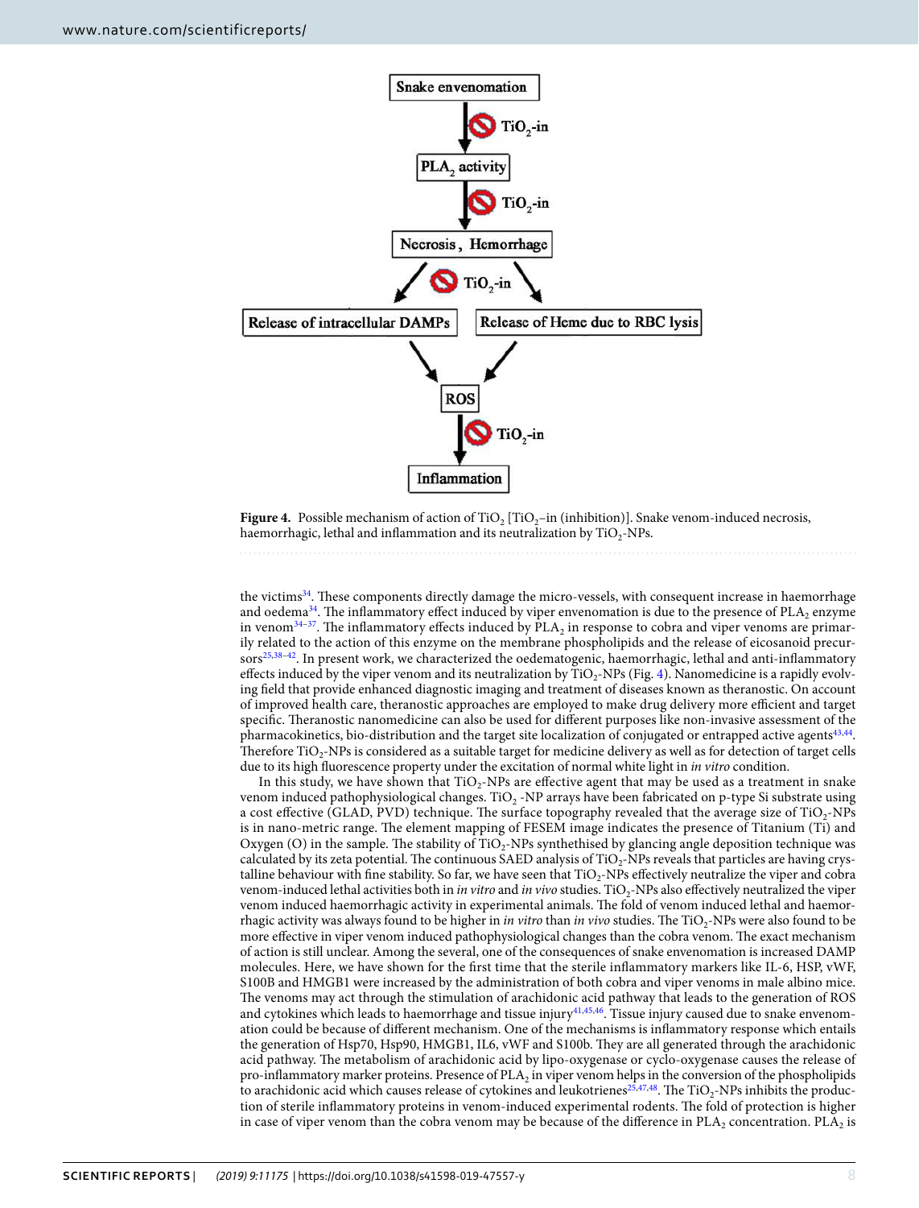**Figure 4.** Possible mechanism of action of $TiO_2$ [$TiO_2$–in (inhibition)]. Snake venom-induced necrosis, haemorrhagic, lethal and inflammation and its neutralization by $TiO_2$-NPs.

the victims[34]. These components directly damage the micro-vessels, with consequent increase in haemorrhage and oedema[34]. The inflammatory effect induced by viper envenomation is due to the presence of $PLA_2$ enzyme in venom[34–37]. The inflammatory effects induced by $PLA_2$ in response to cobra and viper venoms are primarily related to the action of this enzyme on the membrane phospholipids and the release of eicosanoid precursors[25,38–42]. In present work, we characterized the oedematogenic, haemorrhagic, lethal and anti-inflammatory effects induced by the viper venom and its neutralization by $TiO_2$-NPs (Fig. 4). Nanomedicine is a rapidly evolving field that provide enhanced diagnostic imaging and treatment of diseases known as theranostic. On account of improved health care, theranostic approaches are employed to make drug delivery more efficient and target specific. Theranostic nanomedicine can also be used for different purposes like non-invasive assessment of the pharmacokinetics, bio-distribution and the target site localization of conjugated or entrapped active agents[43,44]. Therefore $TiO_2$-NPs is considered as a suitable target for medicine delivery as well as for detection of target cells due to its high fluorescence property under the excitation of normal white light in *in vitro* condition.

In this study, we have shown that $TiO_2$-NPs are effective agent that may be used as a treatment in snake venom induced pathophysiological changes. $TiO_2$ -NP arrays have been fabricated on p-type Si substrate using a cost effective (GLAD, PVD) technique. The surface topography revealed that the average size of $TiO_2$-NPs is in nano-metric range. The element mapping of FESEM image indicates the presence of Titanium (Ti) and Oxygen (O) in the sample. The stability of $TiO_2$-NPs synthethised by glancing angle deposition technique was calculated by its zeta potential. The continuous SAED analysis of $TiO_2$-NPs reveals that particles are having crystalline behaviour with fine stability. So far, we have seen that $TiO_2$-NPs effectively neutralize the viper and cobra venom-induced lethal activities both in *in vitro* and *in vivo* studies. $TiO_2$-NPs also effectively neutralized the viper venom induced haemorrhagic activity in experimental animals. The fold of venom induced lethal and haemorrhagic activity was always found to be higher in *in vitro* than *in vivo* studies. The $TiO_2$-NPs were also found to be more effective in viper venom induced pathophysiological changes than the cobra venom. The exact mechanism of action is still unclear. Among the several, one of the consequences of snake envenomation is increased DAMP molecules. Here, we have shown for the first time that the sterile inflammatory markers like IL-6, HSP, vWF, S100B and HMGB1 were increased by the administration of both cobra and viper venoms in male albino mice. The venoms may act through the stimulation of arachidonic acid pathway that leads to the generation of ROS and cytokines which leads to haemorrhage and tissue injury[41,45,46]. Tissue injury caused due to snake envenomation could be because of different mechanism. One of the mechanisms is inflammatory response which entails the generation of Hsp70, Hsp90, HMGB1, IL6, vWF and S100b. They are all generated through the arachidonic acid pathway. The metabolism of arachidonic acid by lipo-oxygenase or cyclo-oxygenase causes the release of pro-inflammatory marker proteins. Presence of $PLA_2$ in viper venom helps in the conversion of the phospholipids to arachidonic acid which causes release of cytokines and leukotrienes[25,47,48]. The $TiO_2$-NPs inhibits the production of sterile inflammatory proteins in venom-induced experimental rodents. The fold of protection is higher in case of viper venom than the cobra venom may be because of the difference in $PLA_2$ concentration. $PLA_2$ is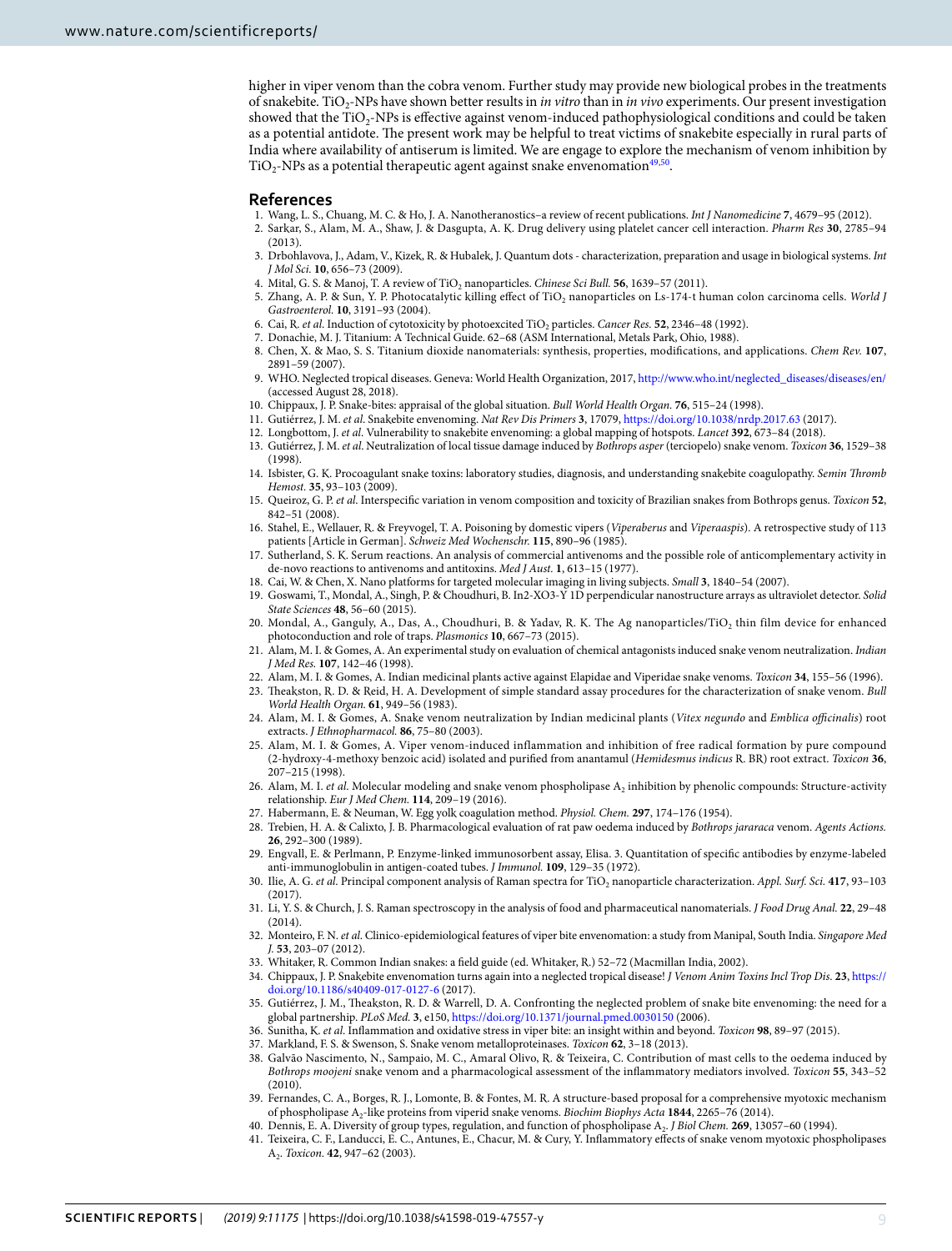higher in viper venom than the cobra venom. Further study may provide new biological probes in the treatments of snakebite. $TiO_2$-NPs have shown better results in *in vitro* than in *in vivo* experiments. Our present investigation showed that the $TiO_2$-NPs is effective against venom-induced pathophysiological conditions and could be taken as a potential antidote. The present work may be helpful to treat victims of snakebite especially in rural parts of India where availability of antiserum is limited. We are engage to explore the mechanism of venom inhibition by $TiO_2$-NPs as a potential therapeutic agent against snake envenomation[49,50].

## References

1. Wang, L. S., Chuang, M. C. & Ho, J. A. Nanotheranostics–a review of recent publications. *Int J Nanomedicine* **7**, 4679–95 (2012).
2. Sarkar, S., Alam, M. A., Shaw, J. & Dasgupta, A. K. Drug delivery using platelet cancer cell interaction. *Pharm Res* **30**, 2785–94 (2013).
3. Drbohlavova, J., Adam, V., Kizek, R. & Hubalek, J. Quantum dots - characterization, preparation and usage in biological systems. *Int J Mol Sci.* **10**, 656–73 (2009).
4. Mital, G. S. & Manoj, T. A review of $TiO_2$ nanoparticles. *Chinese Sci Bull.* **56**, 1639–57 (2011).
5. Zhang, A. P. & Sun, Y. P. Photocatalytic killing effect of $TiO_2$ nanoparticles on Ls-174-t human colon carcinoma cells. *World J Gastroenterol.* **10**, 3191–93 (2004).
6. Cai, R. *et al.* Induction of cytotoxicity by photoexcited $TiO_2$ particles. *Cancer Res.* **52**, 2346–48 (1992).
7. Donachie, M. J. Titanium: A Technical Guide. 62–68 (ASM International, Metals Park, Ohio, 1988).
8. Chen, X. & Mao, S. S. Titanium dioxide nanomaterials: synthesis, properties, modifications, and applications. *Chem Rev.* **107**, 2891–59 (2007).
9. WHO. Neglected tropical diseases. Geneva: World Health Organization, 2017, http://www.who.int/neglected_diseases/diseases/en/ (accessed August 28, 2018).
10. Chippaux, J. P. Snake-bites: appraisal of the global situation. *Bull World Health Organ.* **76**, 515–24 (1998).
11. Gutiérrez, J. M. *et al.* Snakebite envenoming. *Nat Rev Dis Primers* **3**, 17079, https://doi.org/10.1038/nrdp.2017.63 (2017).
12. Longbottom, J. *et al.* Vulnerability to snakebite envenoming: a global mapping of hotspots. *Lancet* **392**, 673–84 (2018).
13. Gutiérrez, J. M. *et al.* Neutralization of local tissue damage induced by *Bothrops asper* (terciopelo) snake venom. *Toxicon* **36**, 1529–38 (1998).
14. Isbister, G. K. Procoagulant snake toxins: laboratory studies, diagnosis, and understanding snakebite coagulopathy. *Semin Thromb Hemost.* **35**, 93–103 (2009).
15. Queiroz, G. P. *et al.* Interspecific variation in venom composition and toxicity of Brazilian snakes from Bothrops genus. *Toxicon* **52**, 842–51 (2008).
16. Stahel, E., Wellauer, R. & Freyvogel, T. A. Poisoning by domestic vipers (*Viperaberus* and *Viperaaspis*). A retrospective study of 113 patients [Article in German]. *Schweiz Med Wochenschr.* **115**, 890–96 (1985).
17. Sutherland, S. K. Serum reactions. An analysis of commercial antivenoms and the possible role of anticomplementary activity in de-novo reactions to antivenoms and antitoxins. *Med J Aust.* **1**, 613–15 (1977).
18. Cai, W. & Chen, X. Nano platforms for targeted molecular imaging in living subjects. *Small* **3**, 1840–54 (2007).
19. Goswami, T., Mondal, A., Singh, P. & Choudhuri, B. In2-XO3-Y 1D perpendicular nanostructure arrays as ultraviolet detector. *Solid State Sciences* **48**, 56–60 (2015).
20. Mondal, A., Ganguly, A., Das, A., Choudhuri, B. & Yadav, R. K. The Ag nanoparticles/$TiO_2$ thin film device for enhanced photoconduction and role of traps. *Plasmonics* **10**, 667–73 (2015).
21. Alam, M. I. & Gomes, A. An experimental study on evaluation of chemical antagonists induced snake venom neutralization. *Indian J Med Res.* **107**, 142–46 (1998).
22. Alam, M. I. & Gomes, A. Indian medicinal plants active against Elapidae and Viperidae snake venoms. *Toxicon* **34**, 155–56 (1996).
23. Theakston, R. D. & Reid, H. A. Development of simple standard assay procedures for the characterization of snake venom. *Bull World Health Organ.* **61**, 949–56 (1983).
24. Alam, M. I. & Gomes, A. Snake venom neutralization by Indian medicinal plants (*Vitex negundo* and *Emblica officinalis*) root extracts. *J Ethnopharmacol.* **86**, 75–80 (2003).
25. Alam, M. I. & Gomes, A. Viper venom-induced inflammation and inhibition of free radical formation by pure compound (2-hydroxy-4-methoxy benzoic acid) isolated and purified from anantamul (*Hemidesmus indicus* R. BR) root extract. *Toxicon* **36**, 207–215 (1998).
26. Alam, M. I. *et al.* Molecular modeling and snake venom phospholipase $A_2$ inhibition by phenolic compounds: Structure-activity relationship. *Eur J Med Chem.* **114**, 209–19 (2016).
27. Habermann, E. & Neuman, W. Egg yolk coagulation method. *Physiol. Chem.* **297**, 174–176 (1954).
28. Trebien, H. A. & Calixto, J. B. Pharmacological evaluation of rat paw oedema induced by *Bothrops jararaca* venom. *Agents Actions.* **26**, 292–300 (1989).
29. Engvall, E. & Perlmann, P. Enzyme-linked immunosorbent assay, Elisa. 3. Quantitation of specific antibodies by enzyme-labeled anti-immunoglobulin in antigen-coated tubes. *J Immunol.* **109**, 129–35 (1972).
30. Ilie, A. G. *et al.* Principal component analysis of Raman spectra for $TiO_2$ nanoparticle characterization. *Appl. Surf. Sci.* **417**, 93–103 (2017).
31. Li, Y. S. & Church, J. S. Raman spectroscopy in the analysis of food and pharmaceutical nanomaterials. *J Food Drug Anal.* **22**, 29–48 (2014).
32. Monteiro, F. N. *et al.* Clinico-epidemiological features of viper bite envenomation: a study from Manipal, South India. *Singapore Med J.* **53**, 203–07 (2012).
33. Whitaker, R. Common Indian snakes: a field guide (ed. Whitaker, R.) 52–72 (Macmillan India, 2002).
34. Chippaux, J. P. Snakebite envenomation turns again into a neglected tropical disease! *J Venom Anim Toxins Incl Trop Dis.* **23**, https://doi.org/10.1186/s40409-017-0127-6 (2017).
35. Gutiérrez, J. M., Theakston, R. D. & Warrell, D. A. Confronting the neglected problem of snake bite envenoming: the need for a global partnership. *PLoS Med.* **3**, e150, https://doi.org/10.1371/journal.pmed.0030150 (2006).
36. Sunitha, K. *et al.* Inflammation and oxidative stress in viper bite: an insight within and beyond. *Toxicon* **98**, 89–97 (2015).
37. Markland, F. S. & Swenson, S. Snake venom metalloproteinases. *Toxicon* **62**, 3–18 (2013).
38. Galvão Nascimento, N., Sampaio, M. C., Amaral Olivo, R. & Teixeira, C. Contribution of mast cells to the oedema induced by *Bothrops moojeni* snake venom and a pharmacological assessment of the inflammatory mediators involved. *Toxicon* **55**, 343–52 (2010).
39. Fernandes, C. A., Borges, R. J., Lomonte, B. & Fontes, M. R. A structure-based proposal for a comprehensive myotoxic mechanism of phospholipase $A_2$-like proteins from viperid snake venoms. *Biochim Biophys Acta* **1844**, 2265–76 (2014).
40. Dennis, E. A. Diversity of group types, regulation, and function of phospholipase $A_2$. *J Biol Chem.* **269**, 13057–60 (1994).
41. Teixeira, C. F., Landucci, E. C., Antunes, E., Chacur, M. & Cury, Y. Inflammatory effects of snake venom myotoxic phospholipases $A_2$. *Toxicon.* **42**, 947–62 (2003).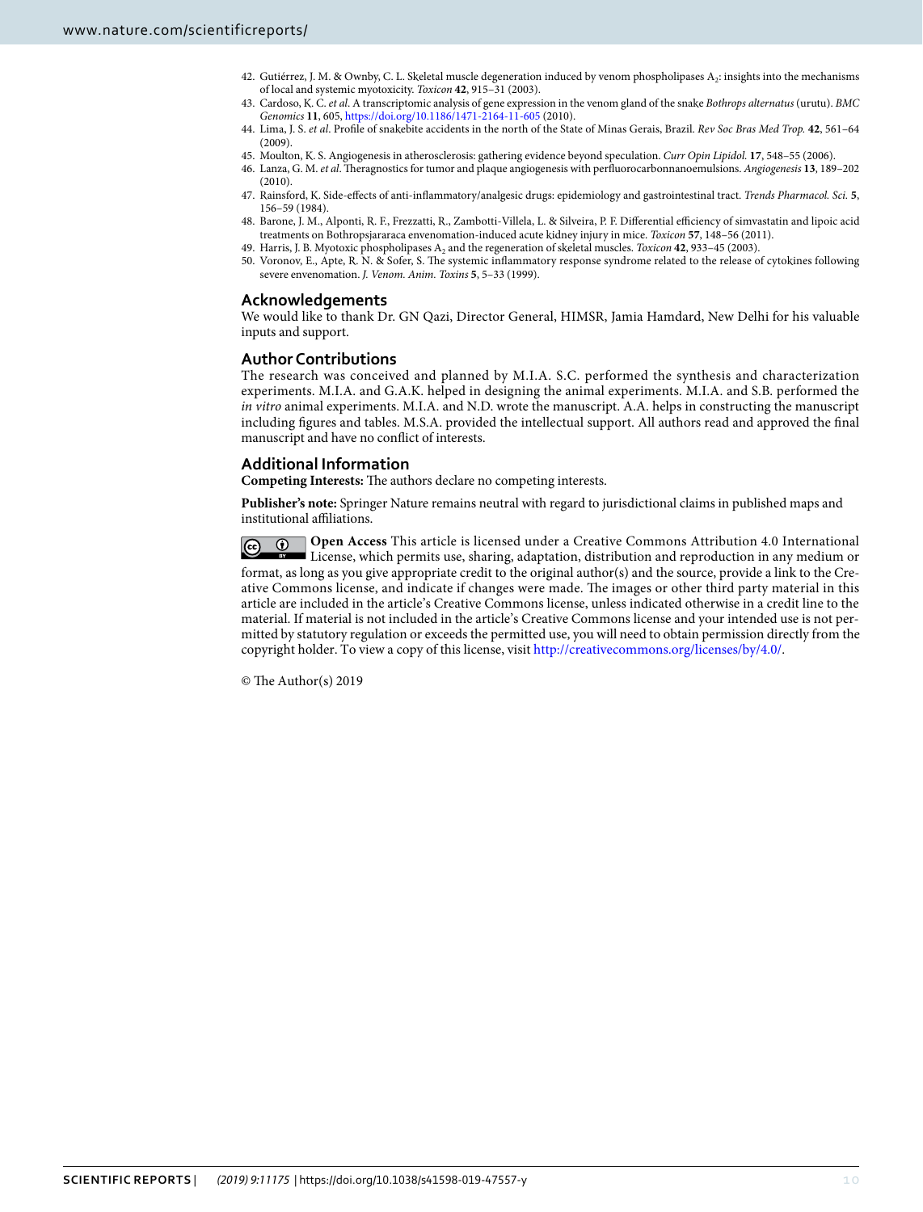42. Gutiérrez, J. M. & Ownby, C. L. Skeletal muscle degeneration induced by venom phospholipases $A_2$: insights into the mechanisms of local and systemic myotoxicity. *Toxicon* **42**, 915–31 (2003).
43. Cardoso, K. C. *et al*. A transcriptomic analysis of gene expression in the venom gland of the snake *Bothrops alternatus* (urutu). *BMC Genomics* **11**, 605, https://doi.org/10.1186/1471-2164-11-605 (2010).
44. Lima, J. S. *et al*. Profile of snakebite accidents in the north of the State of Minas Gerais, Brazil. *Rev Soc Bras Med Trop.* **42**, 561–64 (2009).
45. Moulton, K. S. Angiogenesis in atherosclerosis: gathering evidence beyond speculation. *Curr Opin Lipidol.* **17**, 548–55 (2006).
46. Lanza, G. M. *et al*. Theragnostics for tumor and plaque angiogenesis with perfluorocarbonnanoemulsions. *Angiogenesis* **13**, 189–202 (2010).
47. Rainsford, K. Side-effects of anti-inflammatory/analgesic drugs: epidemiology and gastrointestinal tract. *Trends Pharmacol. Sci.* **5**, 156–59 (1984).
48. Barone, J. M., Alponti, R. F., Frezzatti, R., Zambotti-Villela, L. & Silveira, P. F. Differential efficiency of simvastatin and lipoic acid treatments on Bothropsjararaca envenomation-induced acute kidney injury in mice. *Toxicon* **57**, 148–56 (2011).
49. Harris, J. B. Myotoxic phospholipases $A_2$ and the regeneration of skeletal muscles. *Toxicon* **42**, 933–45 (2003).
50. Voronov, E., Apte, R. N. & Sofer, S. The systemic inflammatory response syndrome related to the release of cytokines following severe envenomation. *J. Venom. Anim. Toxins* **5**, 5–33 (1999).

## Acknowledgements

We would like to thank Dr. GN Qazi, Director General, HIMSR, Jamia Hamdard, New Delhi for his valuable inputs and support.

## Author Contributions

The research was conceived and planned by M.I.A. S.C. performed the synthesis and characterization experiments. M.I.A. and G.A.K. helped in designing the animal experiments. M.I.A. and S.B. performed the *in vitro* animal experiments. M.I.A. and N.D. wrote the manuscript. A.A. helps in constructing the manuscript including figures and tables. M.S.A. provided the intellectual support. All authors read and approved the final manuscript and have no conflict of interests.

## Additional Information

**Competing Interests:** The authors declare no competing interests.

**Publisher's note:** Springer Nature remains neutral with regard to jurisdictional claims in published maps and institutional affiliations.

**Open Access** This article is licensed under a Creative Commons Attribution 4.0 International License, which permits use, sharing, adaptation, distribution and reproduction in any medium or format, as long as you give appropriate credit to the original author(s) and the source, provide a link to the Creative Commons license, and indicate if changes were made. The images or other third party material in this article are included in the article's Creative Commons license, unless indicated otherwise in a credit line to the material. If material is not included in the article's Creative Commons license and your intended use is not permitted by statutory regulation or exceeds the permitted use, you will need to obtain permission directly from the copyright holder. To view a copy of this license, visit http://creativecommons.org/licenses/by/4.0/.

© The Author(s) 2019